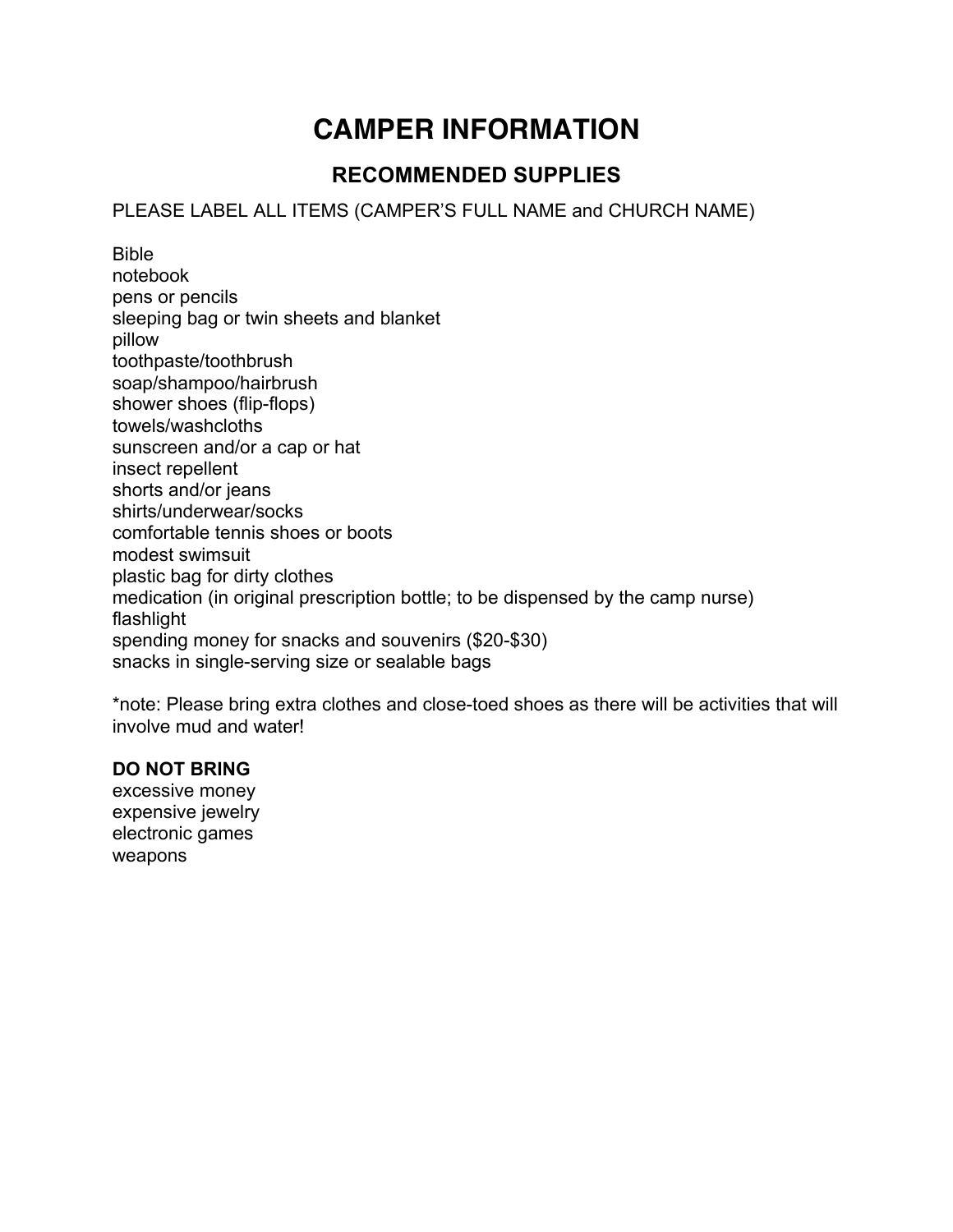# CAMPER INFORMATION

## RECOMMENDED SUPPLIES

PLEASE LABEL ALL ITEMS (CAMPER'S FULL NAME and CHURCH NAME)

Bible
notebook
pens or pencils
sleeping bag or twin sheets and blanket
pillow
toothpaste/toothbrush
soap/shampoo/hairbrush
shower shoes (flip-flops)
towels/washcloths
sunscreen and/or a cap or hat
insect repellent
shorts and/or jeans
shirts/underwear/socks
comfortable tennis shoes or boots
modest swimsuit
plastic bag for dirty clothes
medication (in original prescription bottle; to be dispensed by the camp nurse)
flashlight
spending money for snacks and souvenirs ($20-$30)
snacks in single-serving size or sealable bags

*note: Please bring extra clothes and close-toed shoes as there will be activities that will involve mud and water!

**DO NOT BRING**
excessive money
expensive jewelry
electronic games
weapons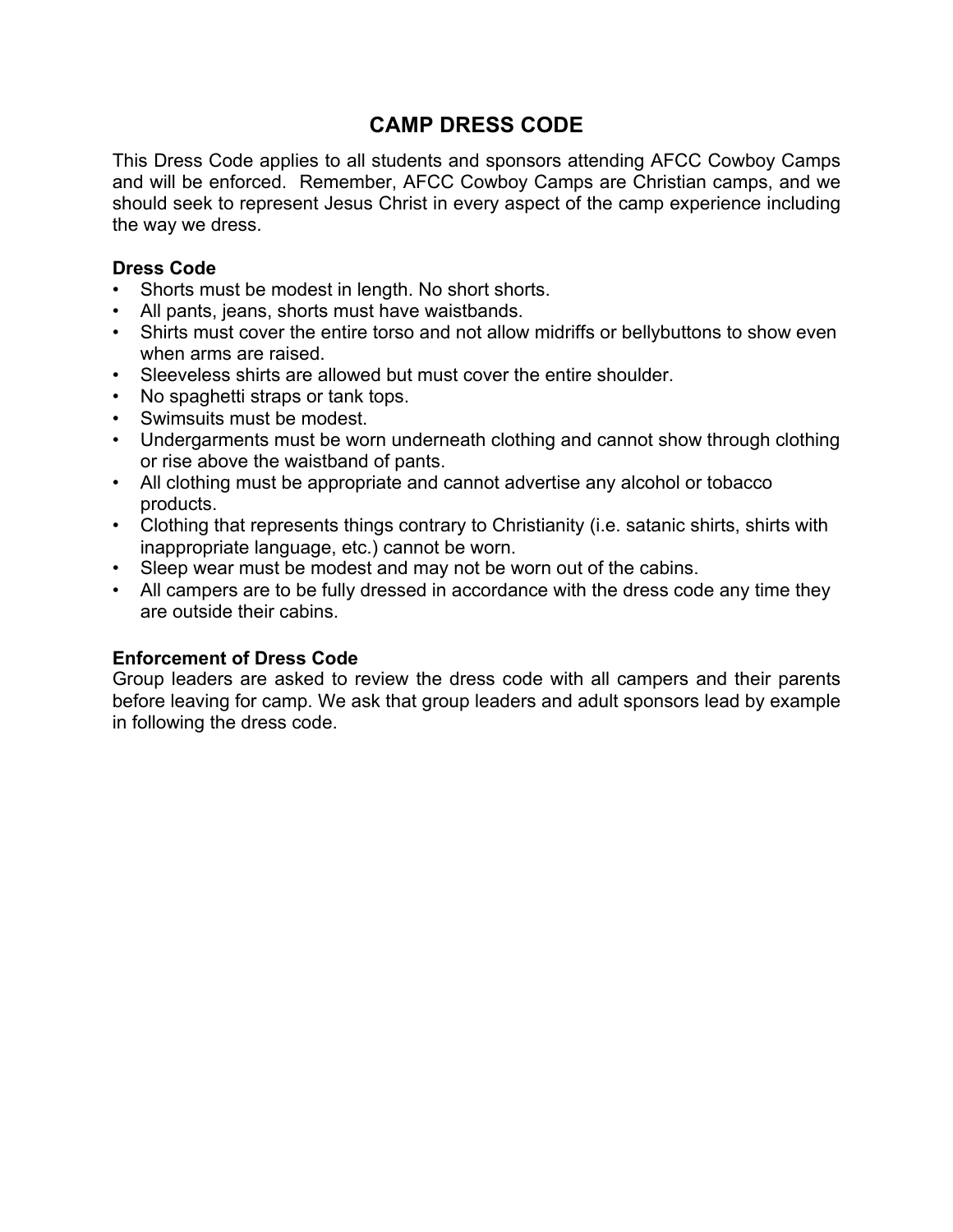# CAMP DRESS CODE

This Dress Code applies to all students and sponsors attending AFCC Cowboy Camps and will be enforced. Remember, AFCC Cowboy Camps are Christian camps, and we should seek to represent Jesus Christ in every aspect of the camp experience including the way we dress.

**Dress Code**

- Shorts must be modest in length. No short shorts.
- All pants, jeans, shorts must have waistbands.
- Shirts must cover the entire torso and not allow midriffs or bellybuttons to show even when arms are raised.
- Sleeveless shirts are allowed but must cover the entire shoulder.
- No spaghetti straps or tank tops.
- Swimsuits must be modest.
- Undergarments must be worn underneath clothing and cannot show through clothing or rise above the waistband of pants.
- All clothing must be appropriate and cannot advertise any alcohol or tobacco products.
- Clothing that represents things contrary to Christianity (i.e. satanic shirts, shirts with inappropriate language, etc.) cannot be worn.
- Sleep wear must be modest and may not be worn out of the cabins.
- All campers are to be fully dressed in accordance with the dress code any time they are outside their cabins.

**Enforcement of Dress Code**

Group leaders are asked to review the dress code with all campers and their parents before leaving for camp. We ask that group leaders and adult sponsors lead by example in following the dress code.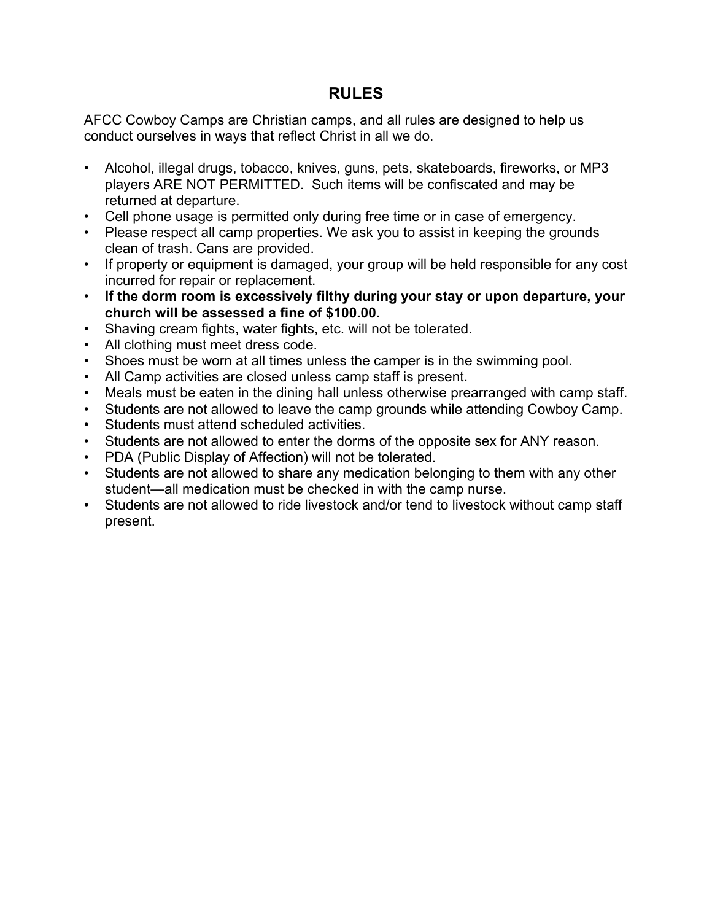# RULES

AFCC Cowboy Camps are Christian camps, and all rules are designed to help us conduct ourselves in ways that reflect Christ in all we do.

- Alcohol, illegal drugs, tobacco, knives, guns, pets, skateboards, fireworks, or MP3 players ARE NOT PERMITTED. Such items will be confiscated and may be returned at departure.
- Cell phone usage is permitted only during free time or in case of emergency.
- Please respect all camp properties. We ask you to assist in keeping the grounds clean of trash. Cans are provided.
- If property or equipment is damaged, your group will be held responsible for any cost incurred for repair or replacement.
- **If the dorm room is excessively filthy during your stay or upon departure, your church will be assessed a fine of $100.00.**
- Shaving cream fights, water fights, etc. will not be tolerated.
- All clothing must meet dress code.
- Shoes must be worn at all times unless the camper is in the swimming pool.
- All Camp activities are closed unless camp staff is present.
- Meals must be eaten in the dining hall unless otherwise prearranged with camp staff.
- Students are not allowed to leave the camp grounds while attending Cowboy Camp.
- Students must attend scheduled activities.
- Students are not allowed to enter the dorms of the opposite sex for ANY reason.
- PDA (Public Display of Affection) will not be tolerated.
- Students are not allowed to share any medication belonging to them with any other student—all medication must be checked in with the camp nurse.
- Students are not allowed to ride livestock and/or tend to livestock without camp staff present.